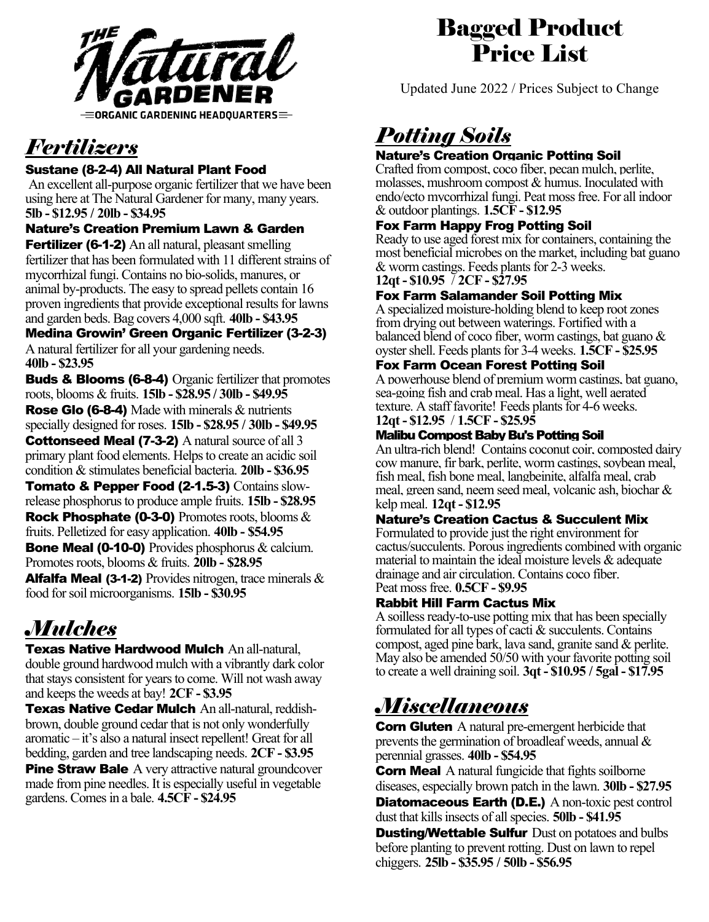THE **Natural GARDENER**

ORGANIC GARDENING HEADQUARTERS

# Bagged Product Price List

Updated June 2022 / Prices Subject to Change

## *Fertilizers*

**Sustane (8-2-4) All Natural Plant Food**
An excellent all-purpose organic fertilizer that we have been using here at The Natural Gardener for many, many years. **5lb - $12.95 / 20lb - $34.95**

**Nature's Creation Premium Lawn & Garden Fertilizer (6-1-2)** An all natural, pleasant smelling fertilizer that has been formulated with 11 different strains of mycorrhizal fungi. Contains no bio-solids, manures, or animal by-products. The easy to spread pellets contain 16 proven ingredients that provide exceptional results for lawns and garden beds. Bag covers 4,000 sqft. **40lb - $43.95**

**Medina Growin' Green Organic Fertilizer (3-2-3)**
A natural fertilizer for all your gardening needs. **40lb - $23.95**

**Buds & Blooms (6-8-4)** Organic fertilizer that promotes roots, blooms & fruits. **15lb - $28.95 / 30lb - $49.95**

**Rose Glo (6-8-4)** Made with minerals & nutrients specially designed for roses. **15lb - $28.95 / 30lb - $49.95**

**Cottonseed Meal (7-3-2)** A natural source of all 3 primary plant food elements. Helps to create an acidic soil condition & stimulates beneficial bacteria. **20lb - $36.95**

**Tomato & Pepper Food (2-1.5-3)** Contains slow-release phosphorus to produce ample fruits. **15lb - $28.95**

**Rock Phosphate (0-3-0)** Promotes roots, blooms & fruits. Pelletized for easy application. **40lb - $54.95**

**Bone Meal (0-10-0)** Provides phosphorus & calcium. Promotes roots, blooms & fruits. **20lb - $28.95**

**Alfalfa Meal (3-1-2)** Provides nitrogen, trace minerals & food for soil microorganisms. **15lb - $30.95**

## *Mulches*

**Texas Native Hardwood Mulch** An all-natural, double ground hardwood mulch with a vibrantly dark color that stays consistent for years to come. Will not wash away and keeps the weeds at bay! **2CF - $3.95**

**Texas Native Cedar Mulch** An all-natural, reddish-brown, double ground cedar that is not only wonderfully aromatic – it's also a natural insect repellent! Great for all bedding, garden and tree landscaping needs. **2CF - $3.95**

**Pine Straw Bale** A very attractive natural groundcover made from pine needles. It is especially useful in vegetable gardens. Comes in a bale. **4.5CF - $24.95**

## *Potting Soils*

**Nature's Creation Organic Potting Soil**
Crafted from compost, coco fiber, pecan mulch, perlite, molasses, mushroom compost & humus. Inoculated with endo/ecto mycorrhizal fungi. Peat moss free. For all indoor & outdoor plantings. **1.5CF - $12.95**

**Fox Farm Happy Frog Potting Soil**
Ready to use aged forest mix for containers, containing the most beneficial microbes on the market, including bat guano & worm castings. Feeds plants for 2-3 weeks.
**12qt - $10.95 / 2CF - $27.95**

**Fox Farm Salamander Soil Potting Mix**
A specialized moisture-holding blend to keep root zones from drying out between waterings. Fortified with a balanced blend of coco fiber, worm castings, bat guano & oyster shell. Feeds plants for 3-4 weeks. **1.5CF - $25.95**

**Fox Farm Ocean Forest Potting Soil**
A powerhouse blend of premium worm castings, bat guano, sea-going fish and crab meal. Has a light, well aerated texture. A staff favorite! Feeds plants for 4-6 weeks.
**12qt - $12.95 / 1.5CF - $25.95**

**Malibu Compost Baby Bu's Potting Soil**
An ultra-rich blend! Contains coconut coir, composted dairy cow manure, fir bark, perlite, worm castings, soybean meal, fish meal, fish bone meal, langbeinite, alfalfa meal, crab meal, green sand, neem seed meal, volcanic ash, biochar & kelp meal. **12qt - $12.95**

**Nature's Creation Cactus & Succulent Mix**
Formulated to provide just the right environment for cactus/succulents. Porous ingredients combined with organic material to maintain the ideal moisture levels & adequate drainage and air circulation. Contains coco fiber. Peat moss free. **0.5CF - $9.95**

**Rabbit Hill Farm Cactus Mix**
A soilless ready-to-use potting mix that has been specially formulated for all types of cacti & succulents. Contains compost, aged pine bark, lava sand, granite sand & perlite. May also be amended 50/50 with your favorite potting soil to create a well draining soil. **3qt - $10.95 / 5gal - $17.95**

## *Miscellaneous*

**Corn Gluten** A natural pre-emergent herbicide that prevents the germination of broadleaf weeds, annual & perennial grasses. **40lb - $54.95**

**Corn Meal** A natural fungicide that fights soilborne diseases, especially brown patch in the lawn. **30lb - $27.95**

**Diatomaceous Earth (D.E.)** A non-toxic pest control dust that kills insects of all species. **50lb - $41.95**

**Dusting/Wettable Sulfur** Dust on potatoes and bulbs before planting to prevent rotting. Dust on lawn to repel chiggers. **25lb - $35.95 / 50lb - $56.95**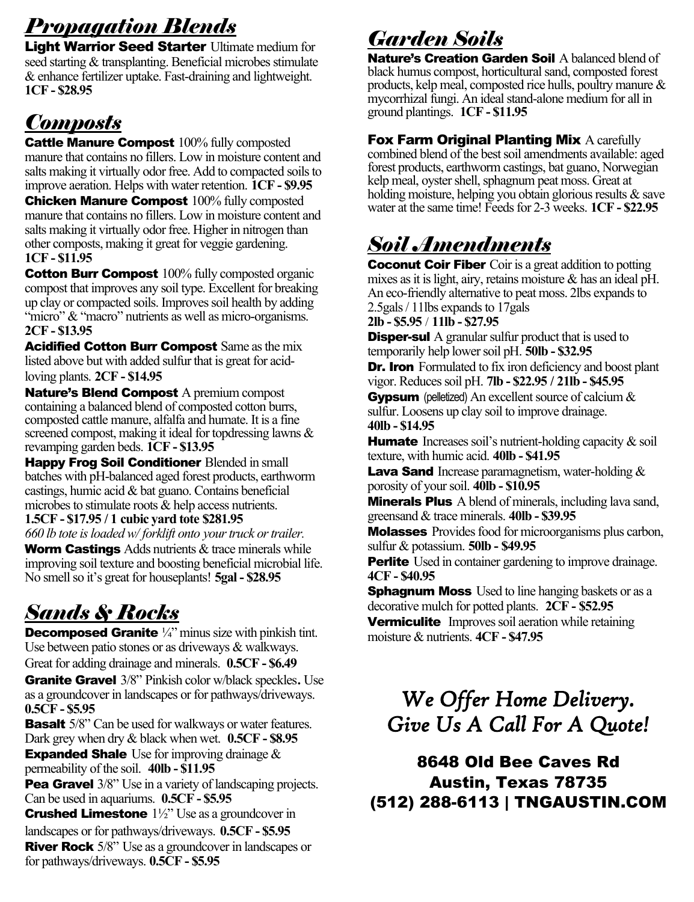## *Propagation Blends*

**Light Warrior Seed Starter** Ultimate medium for seed starting & transplanting. Beneficial microbes stimulate & enhance fertilizer uptake. Fast-draining and lightweight. **1CF - $28.95**

## *Composts*

**Cattle Manure Compost** 100% fully composted manure that contains no fillers. Low in moisture content and salts making it virtually odor free. Add to compacted soils to improve aeration. Helps with water retention. **1CF - $9.95**

**Chicken Manure Compost** 100% fully composted manure that contains no fillers. Low in moisture content and salts making it virtually odor free. Higher in nitrogen than other composts, making it great for veggie gardening. **1CF - $11.95**

**Cotton Burr Compost** 100% fully composted organic compost that improves any soil type. Excellent for breaking up clay or compacted soils. Improves soil health by adding "micro" & "macro" nutrients as well as micro-organisms. **2CF - $13.95**

**Acidified Cotton Burr Compost** Same as the mix listed above but with added sulfur that is great for acid-loving plants. **2CF - $14.95**

**Nature's Blend Compost** A premium compost containing a balanced blend of composted cotton burrs, composted cattle manure, alfalfa and humate. It is a fine screened compost, making it ideal for topdressing lawns & revamping garden beds. **1CF - $13.95**

**Happy Frog Soil Conditioner** Blended in small batches with pH-balanced aged forest products, earthworm castings, humic acid & bat guano. Contains beneficial microbes to stimulate roots & help access nutrients. **1.5CF - $17.95 / 1 cubic yard tote $281.95**

*660 lb tote is loaded w/ forklift onto your truck or trailer.*

**Worm Castings** Adds nutrients & trace minerals while improving soil texture and boosting beneficial microbial life. No smell so it's great for houseplants! **5gal - $28.95**

## *Sands & Rocks*

**Decomposed Granite** ¼" minus size with pinkish tint. Use between patio stones or as driveways & walkways. Great for adding drainage and minerals. **0.5CF - $6.49**

**Granite Gravel** 3/8" Pinkish color w/black speckles**.** Use as a groundcover in landscapes or for pathways/driveways. **0.5CF - $5.95**

**Basalt** 5/8" Can be used for walkways or water features. Dark grey when dry & black when wet. **0.5CF - $8.95**

**Expanded Shale** Use for improving drainage & permeability of the soil. **40lb - $11.95**

**Pea Gravel** 3/8" Use in a variety of landscaping projects. Can be used in aquariums. **0.5CF - $5.95**

**Crushed Limestone** 1½" Use as a groundcover in landscapes or for pathways/driveways. **0.5CF - $5.95**

**River Rock** 5/8" Use as a groundcover in landscapes or for pathways/driveways. **0.5CF - $5.95**

## *Garden Soils*

**Nature's Creation Garden Soil** A balanced blend of black humus compost, horticultural sand, composted forest products, kelp meal, composted rice hulls, poultry manure & mycorrhizal fungi. An ideal stand-alone medium for all in ground plantings. **1CF - $11.95**

**Fox Farm Original Planting Mix** A carefully combined blend of the best soil amendments available: aged forest products, earthworm castings, bat guano, Norwegian kelp meal, oyster shell, sphagnum peat moss. Great at holding moisture, helping you obtain glorious results & save water at the same time! Feeds for 2-3 weeks. **1CF - $22.95**

## *Soil Amendments*

**Coconut Coir Fiber** Coir is a great addition to potting mixes as it is light, airy, retains moisture & has an ideal pH. An eco-friendly alternative to peat moss. 2lbs expands to 2.5gals / 11lbs expands to 17gals
**2lb - $5.95** / **11lb - $27.95**

**Disper-sul** A granular sulfur product that is used to temporarily help lower soil pH. **50lb - $32.95**

**Dr. Iron** Formulated to fix iron deficiency and boost plant vigor. Reduces soil pH. **7lb - $22.95 / 21lb - $45.95**

**Gypsum** (pelletized) An excellent source of calcium & sulfur. Loosens up clay soil to improve drainage. **40lb - $14.95**

**Humate** Increases soil's nutrient-holding capacity & soil texture, with humic acid. **40lb - $41.95**

**Lava Sand** Increase paramagnetism, water-holding & porosity of your soil. **40lb - $10.95**

**Minerals Plus** A blend of minerals, including lava sand, greensand & trace minerals. **40lb - $39.95**

**Molasses** Provides food for microorganisms plus carbon, sulfur & potassium. **50lb - $49.95**

**Perlite** Used in container gardening to improve drainage. **4CF - $40.95**

**Sphagnum Moss** Used to line hanging baskets or as a decorative mulch for potted plants. **2CF - $52.95**

**Vermiculite** Improves soil aeration while retaining moisture & nutrients. **4CF - $47.95**

*We Offer Home Delivery.*
*Give Us A Call For A Quote!*

**8648 Old Bee Caves Rd**
**Austin, Texas 78735**
**(512) 288-6113 | TNGAUSTIN.COM**